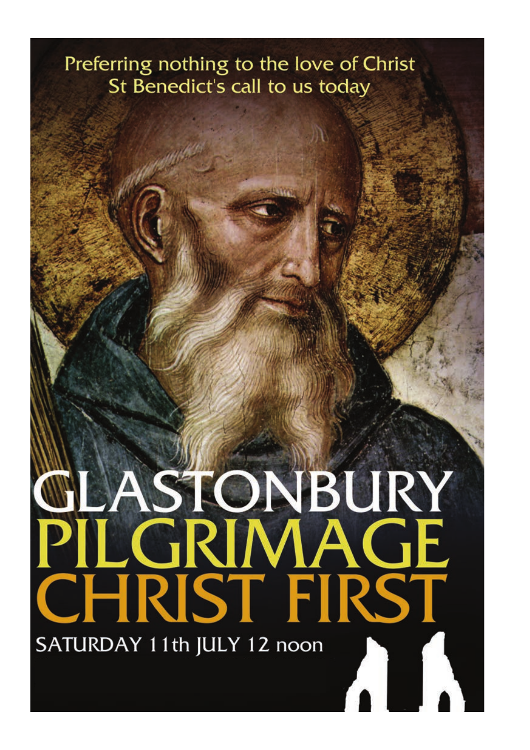Preferring nothing to the love of Christ
St Benedict's call to us today

# GLASTONBURY PILGRIMAGE CHRIST FIRST

SATURDAY 11th JULY 12 noon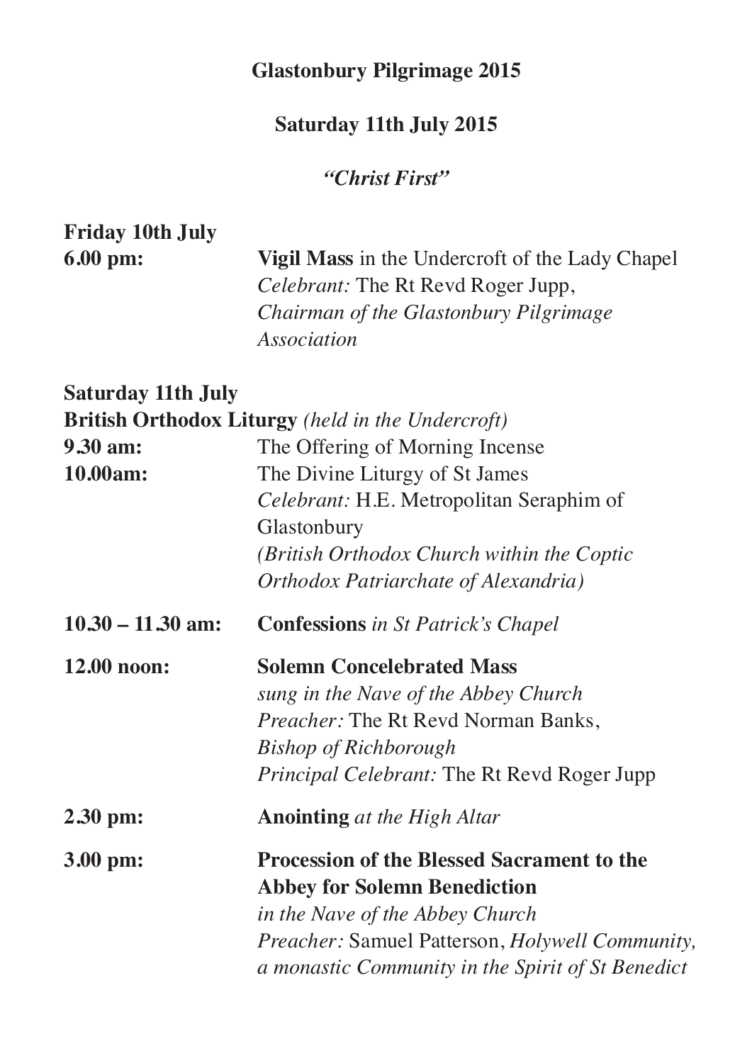# Glastonbury Pilgrimage 2015

## Saturday 11th July 2015

*"Christ First"*

**Friday 10th July**

**6.00 pm:** **Vigil Mass** in the Undercroft of the Lady Chapel
*Celebrant:* The Rt Revd Roger Jupp,
*Chairman of the Glastonbury Pilgrimage Association*

**Saturday 11th July**

**British Orthodox Liturgy** *(held in the Undercroft)*

**9.30 am:** The Offering of Morning Incense

**10.00am:** The Divine Liturgy of St James
*Celebrant:* H.E. Metropolitan Seraphim of Glastonbury
*(British Orthodox Church within the Coptic Orthodox Patriarchate of Alexandria)*

**10.30 – 11.30 am:** **Confessions** *in St Patrick's Chapel*

**12.00 noon:** **Solemn Concelebrated Mass**
*sung in the Nave of the Abbey Church*
*Preacher:* The Rt Revd Norman Banks,
*Bishop of Richborough*
*Principal Celebrant:* The Rt Revd Roger Jupp

**2.30 pm:** **Anointing** *at the High Altar*

**3.00 pm:** **Procession of the Blessed Sacrament to the Abbey for Solemn Benediction**
*in the Nave of the Abbey Church*
*Preacher:* Samuel Patterson, *Holywell Community, a monastic Community in the Spirit of St Benedict*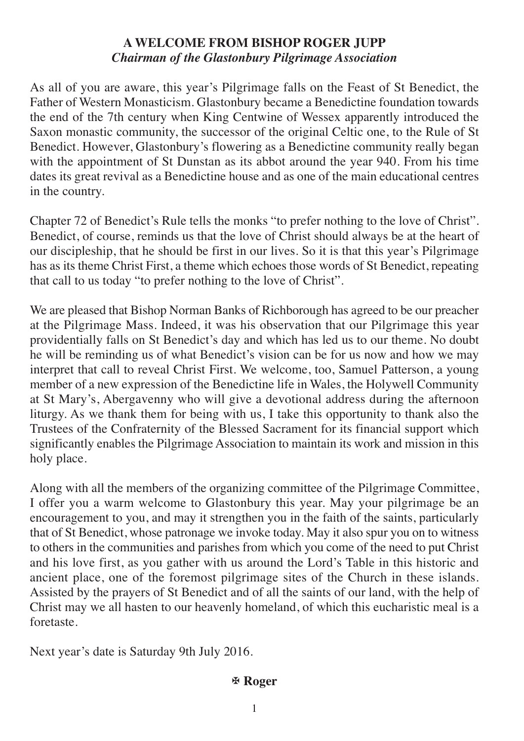## A WELCOME FROM BISHOP ROGER JUPP
***Chairman of the Glastonbury Pilgrimage Association***

As all of you are aware, this year's Pilgrimage falls on the Feast of St Benedict, the Father of Western Monasticism. Glastonbury became a Benedictine foundation towards the end of the 7th century when King Centwine of Wessex apparently introduced the Saxon monastic community, the successor of the original Celtic one, to the Rule of St Benedict. However, Glastonbury's flowering as a Benedictine community really began with the appointment of St Dunstan as its abbot around the year 940. From his time dates its great revival as a Benedictine house and as one of the main educational centres in the country.

Chapter 72 of Benedict's Rule tells the monks "to prefer nothing to the love of Christ". Benedict, of course, reminds us that the love of Christ should always be at the heart of our discipleship, that he should be first in our lives. So it is that this year's Pilgrimage has as its theme Christ First, a theme which echoes those words of St Benedict, repeating that call to us today "to prefer nothing to the love of Christ".

We are pleased that Bishop Norman Banks of Richborough has agreed to be our preacher at the Pilgrimage Mass. Indeed, it was his observation that our Pilgrimage this year providentially falls on St Benedict's day and which has led us to our theme. No doubt he will be reminding us of what Benedict's vision can be for us now and how we may interpret that call to reveal Christ First. We welcome, too, Samuel Patterson, a young member of a new expression of the Benedictine life in Wales, the Holywell Community at St Mary's, Abergavenny who will give a devotional address during the afternoon liturgy. As we thank them for being with us, I take this opportunity to thank also the Trustees of the Confraternity of the Blessed Sacrament for its financial support which significantly enables the Pilgrimage Association to maintain its work and mission in this holy place.

Along with all the members of the organizing committee of the Pilgrimage Committee, I offer you a warm welcome to Glastonbury this year. May your pilgrimage be an encouragement to you, and may it strengthen you in the faith of the saints, particularly that of St Benedict, whose patronage we invoke today. May it also spur you on to witness to others in the communities and parishes from which you come of the need to put Christ and his love first, as you gather with us around the Lord's Table in this historic and ancient place, one of the foremost pilgrimage sites of the Church in these islands. Assisted by the prayers of St Benedict and of all the saints of our land, with the help of Christ may we all hasten to our heavenly homeland, of which this eucharistic meal is a foretaste.

Next year's date is Saturday 9th July 2016.

**✠ Roger**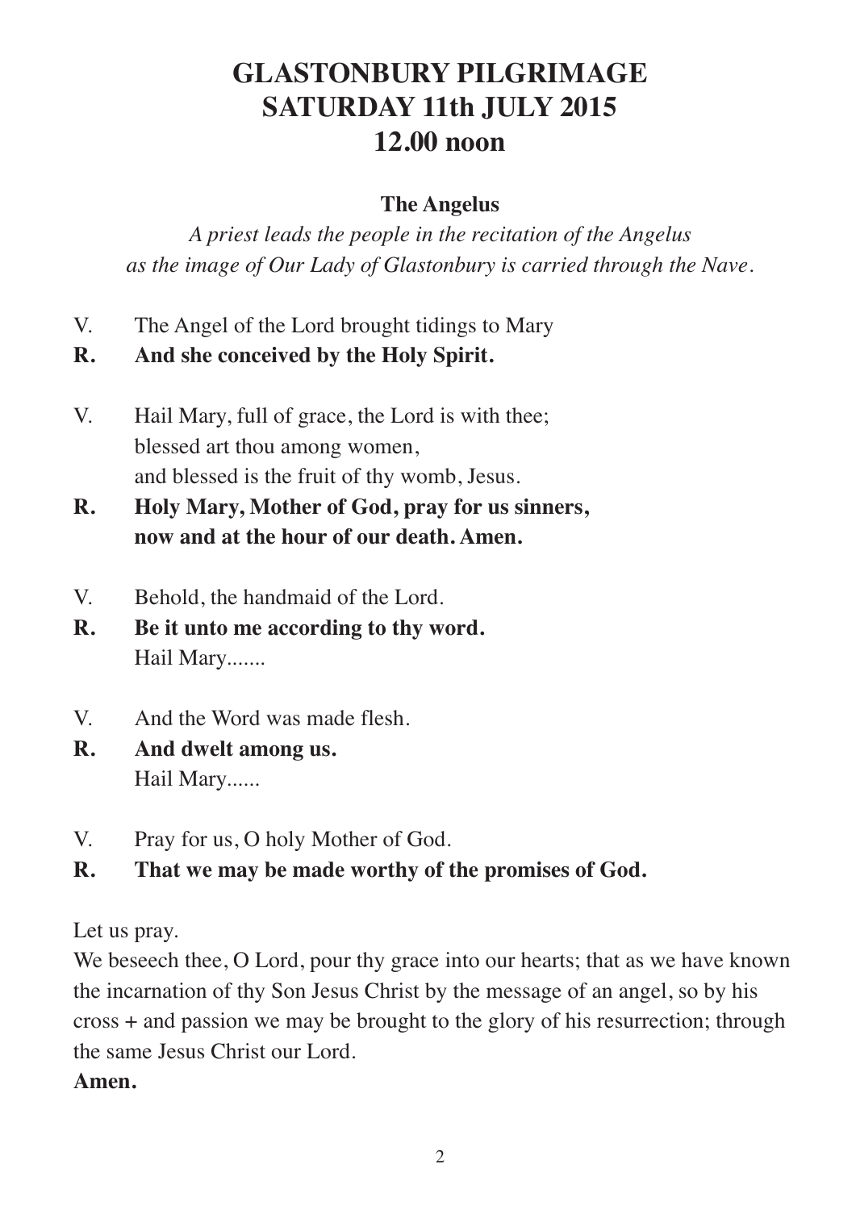# GLASTONBURY PILGRIMAGE
# SATURDAY 11th JULY 2015
# 12.00 noon

### The Angelus

*A priest leads the people in the recitation of the Angelus as the image of Our Lady of Glastonbury is carried through the Nave.*

V. The Angel of the Lord brought tidings to Mary
**R. And she conceived by the Holy Spirit.**

V. Hail Mary, full of grace, the Lord is with thee;
blessed art thou among women,
and blessed is the fruit of thy womb, Jesus.
**R. Holy Mary, Mother of God, pray for us sinners,
now and at the hour of our death. Amen.**

V. Behold, the handmaid of the Lord.
**R. Be it unto me according to thy word.**
Hail Mary.......

V. And the Word was made flesh.
**R. And dwelt among us.**
Hail Mary......

V. Pray for us, O holy Mother of God.
**R. That we may be made worthy of the promises of God.**

Let us pray.
We beseech thee, O Lord, pour thy grace into our hearts; that as we have known the incarnation of thy Son Jesus Christ by the message of an angel, so by his cross + and passion we may be brought to the glory of his resurrection; through the same Jesus Christ our Lord.
**Amen.**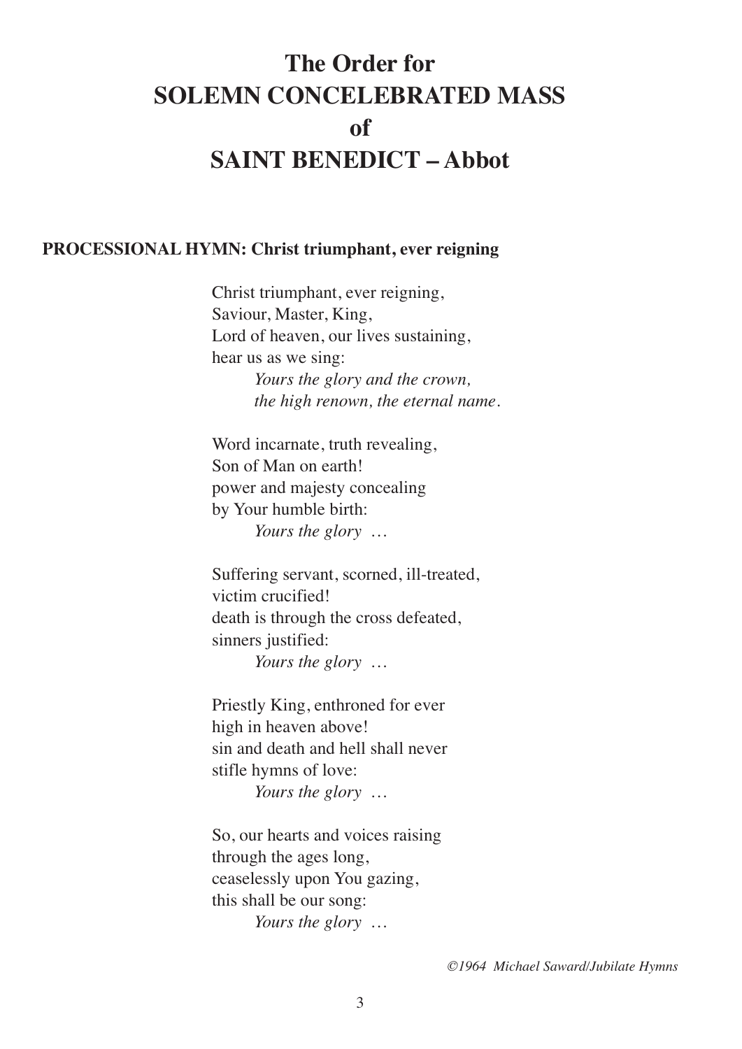# The Order for SOLEMN CONCELEBRATED MASS of SAINT BENEDICT – Abbot

**PROCESSIONAL HYMN: Christ triumphant, ever reigning**

Christ triumphant, ever reigning,
Saviour, Master, King,
Lord of heaven, our lives sustaining,
hear us as we sing:
*Yours the glory and the crown,*
*the high renown, the eternal name.*

Word incarnate, truth revealing,
Son of Man on earth!
power and majesty concealing
by Your humble birth:
*Yours the glory …*

Suffering servant, scorned, ill-treated,
victim crucified!
death is through the cross defeated,
sinners justified:
*Yours the glory …*

Priestly King, enthroned for ever
high in heaven above!
sin and death and hell shall never
stifle hymns of love:
*Yours the glory …*

So, our hearts and voices raising
through the ages long,
ceaselessly upon You gazing,
this shall be our song:
*Yours the glory …*

*©1964 Michael Saward/Jubilate Hymns*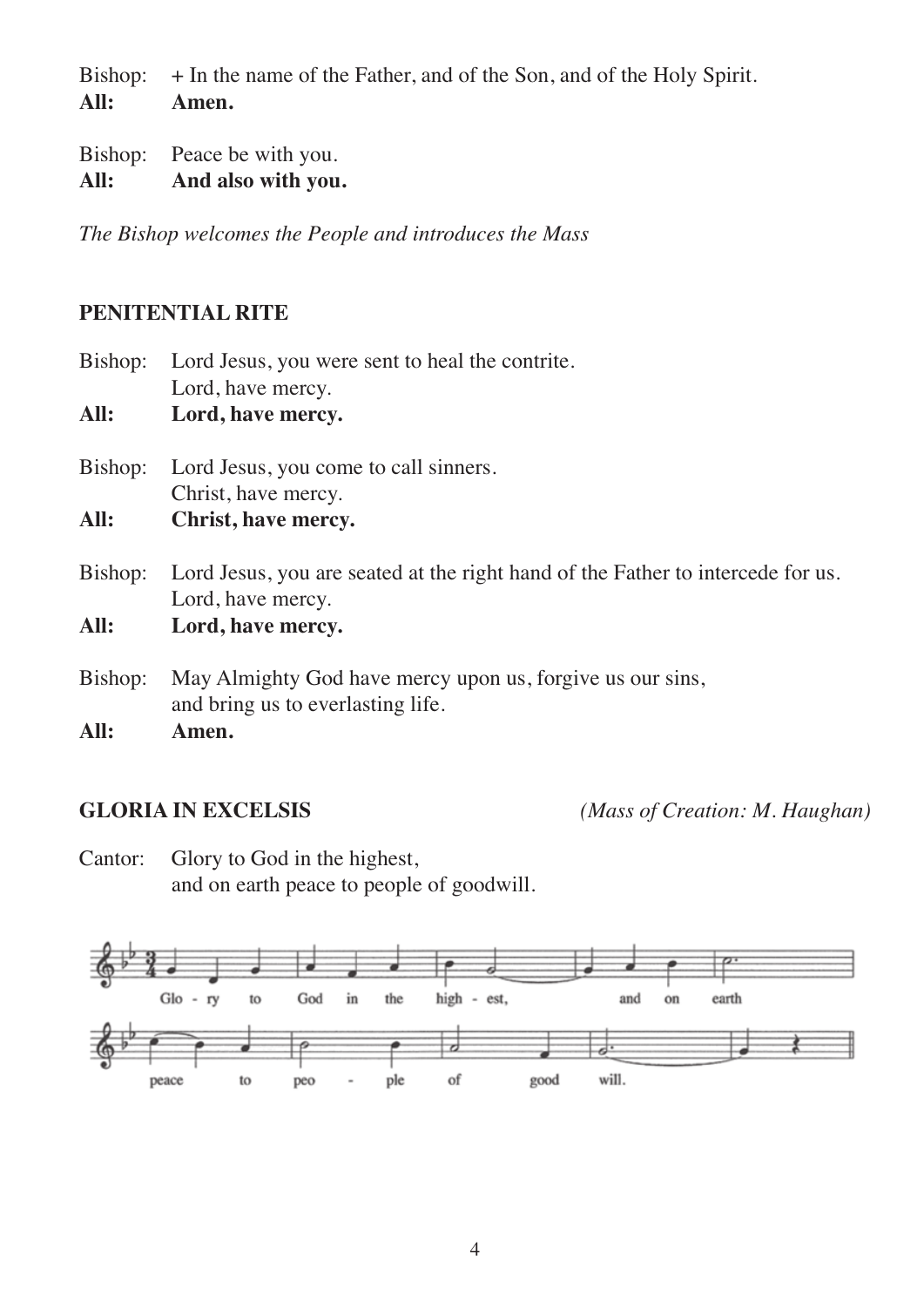Bishop: + In the name of the Father, and of the Son, and of the Holy Spirit.
**All: Amen.**

Bishop: Peace be with you.
**All: And also with you.**

*The Bishop welcomes the People and introduces the Mass*

## PENITENTIAL RITE

Bishop: Lord Jesus, you were sent to heal the contrite.
Lord, have mercy.
**All: Lord, have mercy.**

Bishop: Lord Jesus, you come to call sinners.
Christ, have mercy.
**All: Christ, have mercy.**

Bishop: Lord Jesus, you are seated at the right hand of the Father to intercede for us.
Lord, have mercy.
**All: Lord, have mercy.**

Bishop: May Almighty God have mercy upon us, forgive us our sins,
and bring us to everlasting life.
**All: Amen.**

## GLORIA IN EXCELSIS *(Mass of Creation: M. Haughan)*

Cantor: Glory to God in the highest,
and on earth peace to people of goodwill.

Glo - ry to God in the high - est, and on earth peace to peo - ple of good will.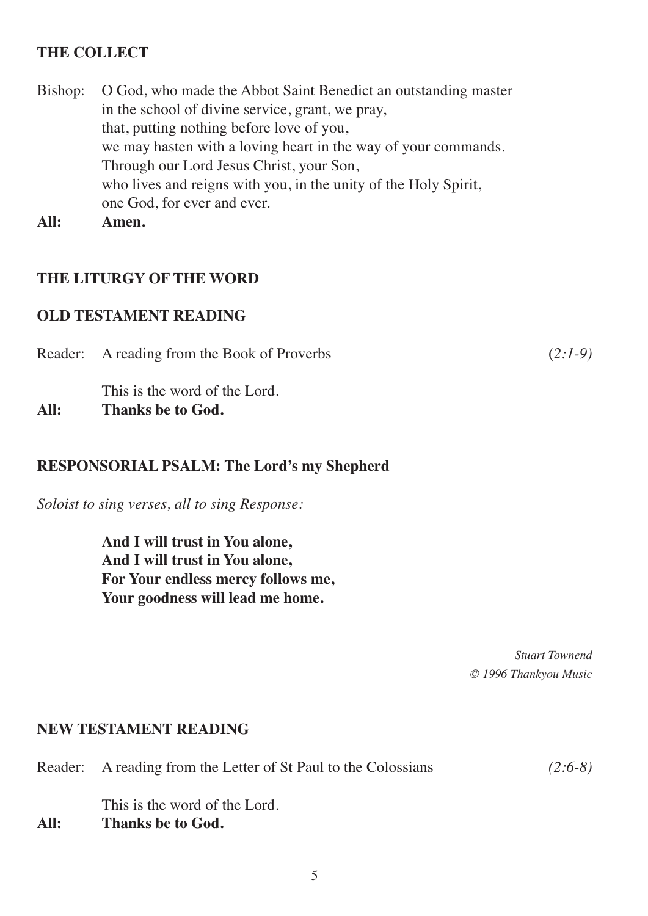## THE COLLECT

Bishop: O God, who made the Abbot Saint Benedict an outstanding master in the school of divine service, grant, we pray, that, putting nothing before love of you, we may hasten with a loving heart in the way of your commands. Through our Lord Jesus Christ, your Son, who lives and reigns with you, in the unity of the Holy Spirit, one God, for ever and ever.

**All: Amen.**

## THE LITURGY OF THE WORD

### OLD TESTAMENT READING

Reader: A reading from the Book of Proverbs *(2:1-9)*

This is the word of the Lord.

**All: Thanks be to God.**

### RESPONSORIAL PSALM: The Lord's my Shepherd

*Soloist to sing verses, all to sing Response:*

**And I will trust in You alone,**
**And I will trust in You alone,**
**For Your endless mercy follows me,**
**Your goodness will lead me home.**

*Stuart Townend*
*© 1996 Thankyou Music*

### NEW TESTAMENT READING

Reader: A reading from the Letter of St Paul to the Colossians *(2:6-8)*

This is the word of the Lord.

**All: Thanks be to God.**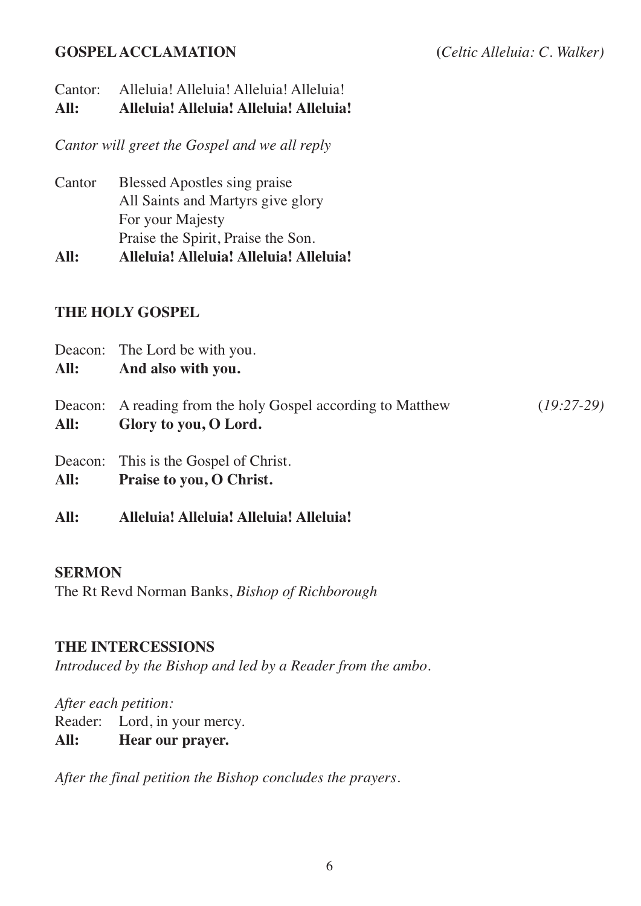**GOSPEL ACCLAMATION** *(Celtic Alleluia: C. Walker)*

Cantor: Alleluia! Alleluia! Alleluia! Alleluia!
**All: Alleluia! Alleluia! Alleluia! Alleluia!**

*Cantor will greet the Gospel and we all reply*

Cantor Blessed Apostles sing praise
All Saints and Martyrs give glory
For your Majesty
Praise the Spirit, Praise the Son.
**All: Alleluia! Alleluia! Alleluia! Alleluia!**

**THE HOLY GOSPEL**

Deacon: The Lord be with you.
**All: And also with you.**

Deacon: A reading from the holy Gospel according to Matthew *(19:27-29)*
**All: Glory to you, O Lord.**

Deacon: This is the Gospel of Christ.
**All: Praise to you, O Christ.**

**All: Alleluia! Alleluia! Alleluia! Alleluia!**

**SERMON**
The Rt Revd Norman Banks, *Bishop of Richborough*

**THE INTERCESSIONS**
*Introduced by the Bishop and led by a Reader from the ambo.*

*After each petition:*
Reader: Lord, in your mercy.
**All: Hear our prayer.**

*After the final petition the Bishop concludes the prayers.*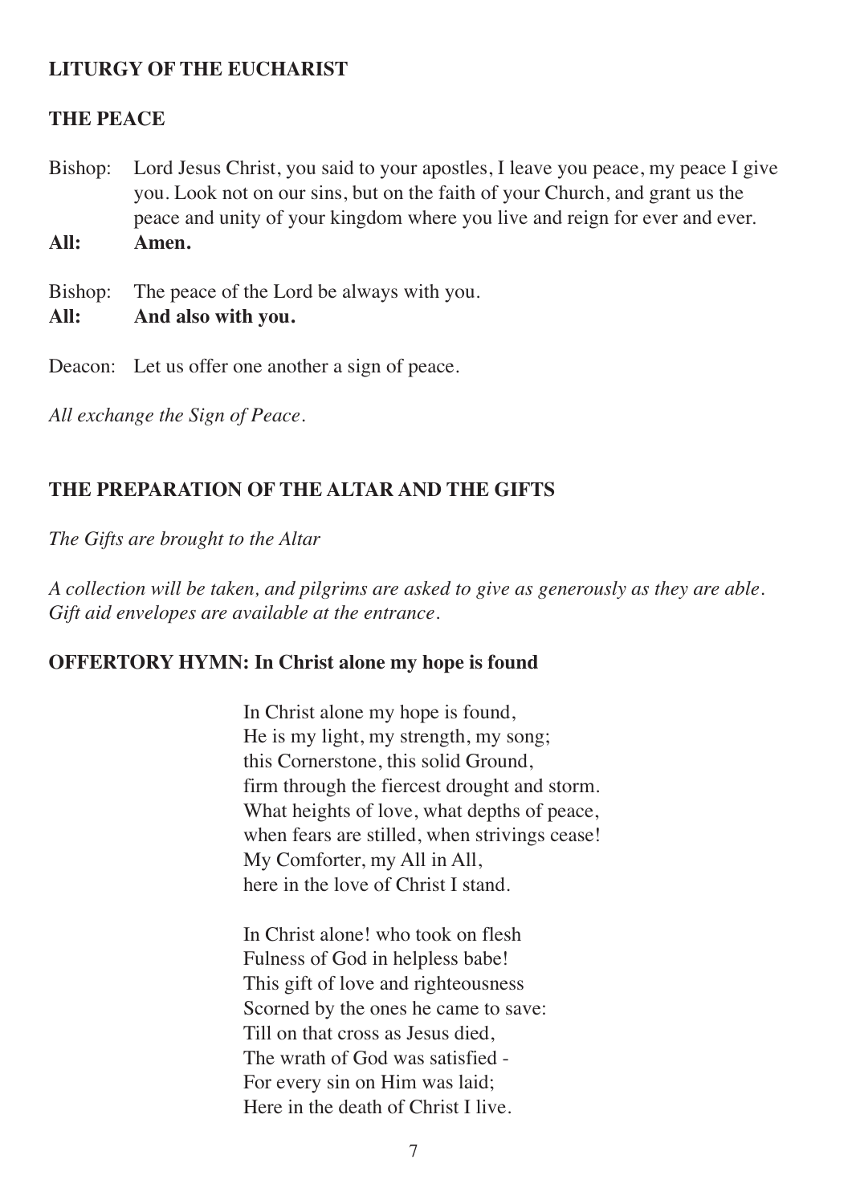## LITURGY OF THE EUCHARIST

### THE PEACE

Bishop: Lord Jesus Christ, you said to your apostles, I leave you peace, my peace I give you. Look not on our sins, but on the faith of your Church, and grant us the peace and unity of your kingdom where you live and reign for ever and ever.
**All: Amen.**

Bishop: The peace of the Lord be always with you.
**All: And also with you.**

Deacon: Let us offer one another a sign of peace.

*All exchange the Sign of Peace.*

### THE PREPARATION OF THE ALTAR AND THE GIFTS

*The Gifts are brought to the Altar*

*A collection will be taken, and pilgrims are asked to give as generously as they are able. Gift aid envelopes are available at the entrance.*

### OFFERTORY HYMN: In Christ alone my hope is found

In Christ alone my hope is found,
He is my light, my strength, my song;
this Cornerstone, this solid Ground,
firm through the fiercest drought and storm.
What heights of love, what depths of peace,
when fears are stilled, when strivings cease!
My Comforter, my All in All,
here in the love of Christ I stand.

In Christ alone! who took on flesh
Fulness of God in helpless babe!
This gift of love and righteousness
Scorned by the ones he came to save:
Till on that cross as Jesus died,
The wrath of God was satisfied -
For every sin on Him was laid;
Here in the death of Christ I live.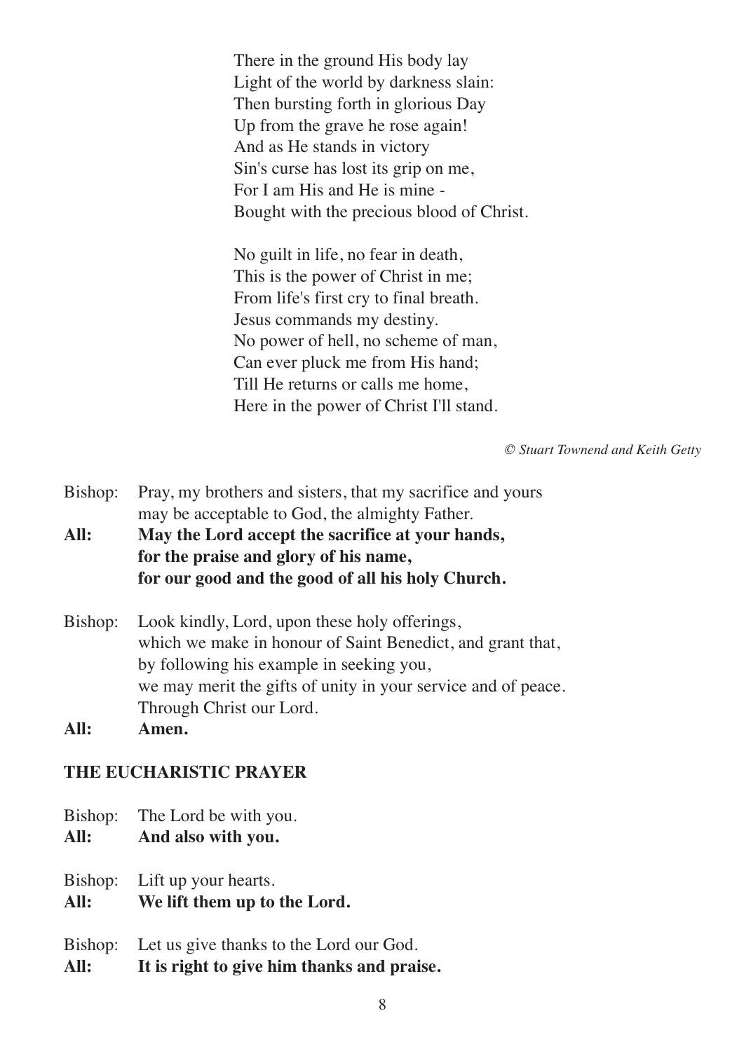There in the ground His body lay
Light of the world by darkness slain:
Then bursting forth in glorious Day
Up from the grave he rose again!
And as He stands in victory
Sin's curse has lost its grip on me,
For I am His and He is mine -
Bought with the precious blood of Christ.

No guilt in life, no fear in death,
This is the power of Christ in me;
From life's first cry to final breath.
Jesus commands my destiny.
No power of hell, no scheme of man,
Can ever pluck me from His hand;
Till He returns or calls me home,
Here in the power of Christ I'll stand.

*© Stuart Townend and Keith Getty*

Bishop: Pray, my brothers and sisters, that my sacrifice and yours
may be acceptable to God, the almighty Father.

**All: May the Lord accept the sacrifice at your hands,
for the praise and glory of his name,
for our good and the good of all his holy Church.**

Bishop: Look kindly, Lord, upon these holy offerings,
which we make in honour of Saint Benedict, and grant that,
by following his example in seeking you,
we may merit the gifts of unity in your service and of peace.
Through Christ our Lord.

**All: Amen.**

## THE EUCHARISTIC PRAYER

Bishop: The Lord be with you.

**All: And also with you.**

Bishop: Lift up your hearts.

**All: We lift them up to the Lord.**

Bishop: Let us give thanks to the Lord our God.

**All: It is right to give him thanks and praise.**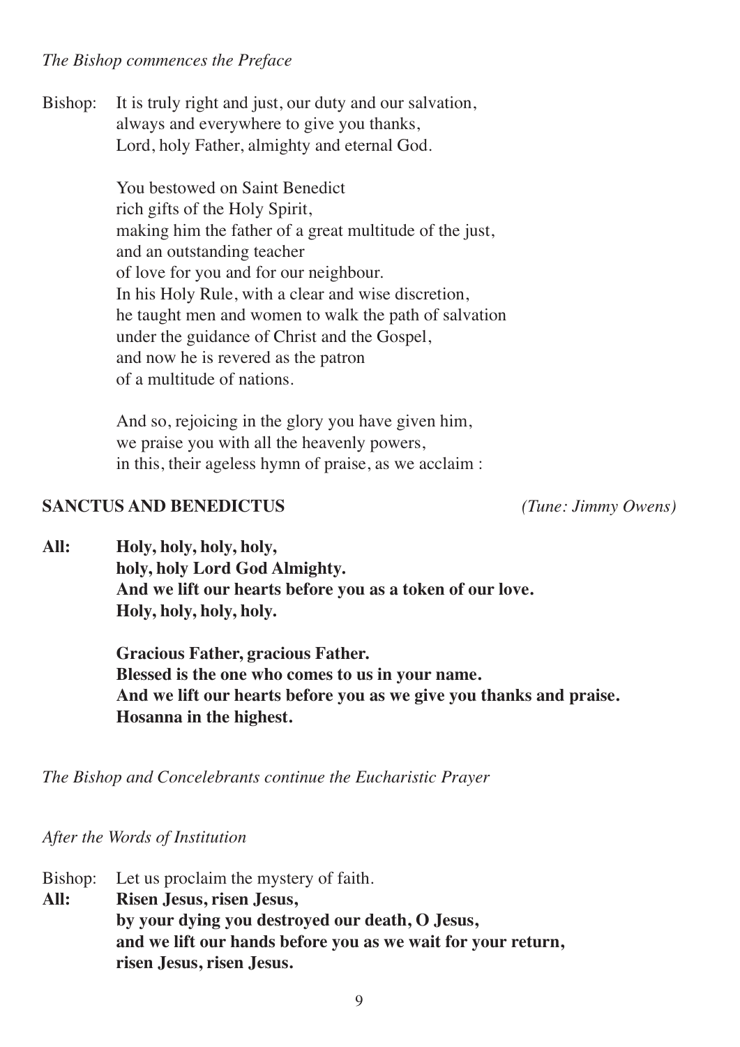*The Bishop commences the Preface*

Bishop: It is truly right and just, our duty and our salvation,
always and everywhere to give you thanks,
Lord, holy Father, almighty and eternal God.

You bestowed on Saint Benedict
rich gifts of the Holy Spirit,
making him the father of a great multitude of the just,
and an outstanding teacher
of love for you and for our neighbour.
In his Holy Rule, with a clear and wise discretion,
he taught men and women to walk the path of salvation
under the guidance of Christ and the Gospel,
and now he is revered as the patron
of a multitude of nations.

And so, rejoicing in the glory you have given him,
we praise you with all the heavenly powers,
in this, their ageless hymn of praise, as we acclaim :

**SANCTUS AND BENEDICTUS** *(Tune: Jimmy Owens)*

**All: Holy, holy, holy, holy,**
**holy, holy Lord God Almighty.**
**And we lift our hearts before you as a token of our love.**
**Holy, holy, holy, holy.**

**Gracious Father, gracious Father.**
**Blessed is the one who comes to us in your name.**
**And we lift our hearts before you as we give you thanks and praise.**
**Hosanna in the highest.**

*The Bishop and Concelebrants continue the Eucharistic Prayer*

*After the Words of Institution*

Bishop: Let us proclaim the mystery of faith.
**All: Risen Jesus, risen Jesus,**
**by your dying you destroyed our death, O Jesus,**
**and we lift our hands before you as we wait for your return,**
**risen Jesus, risen Jesus.**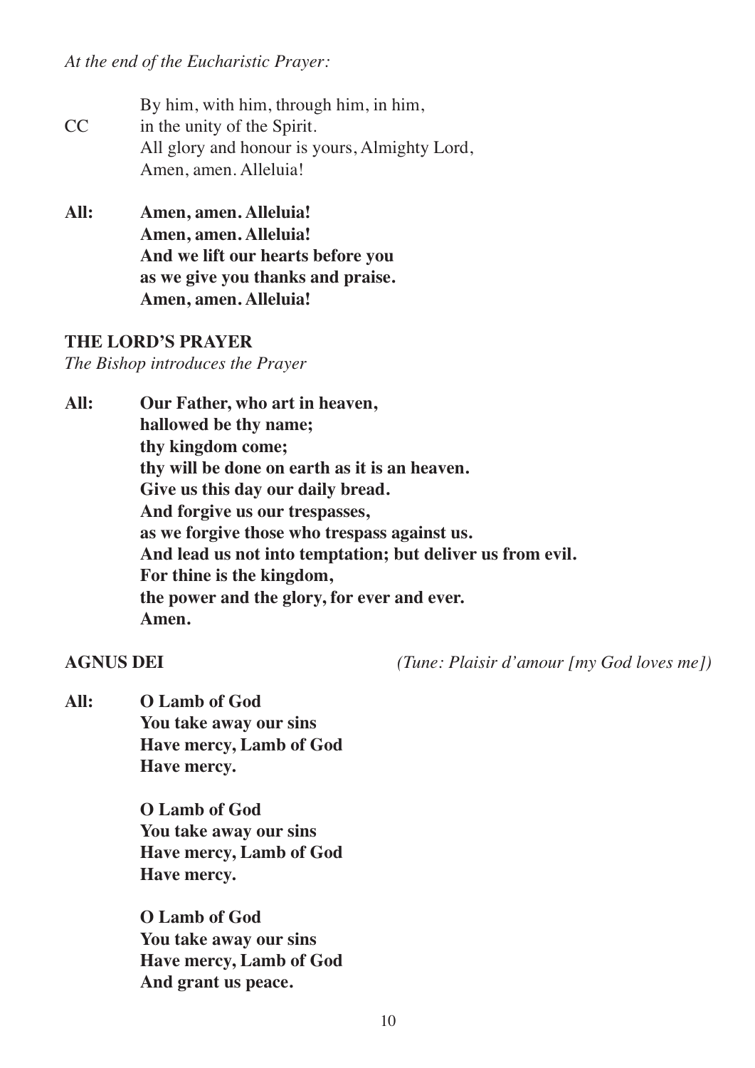*At the end of the Eucharistic Prayer:*

CC By him, with him, through him, in him,
in the unity of the Spirit.
All glory and honour is yours, Almighty Lord,
Amen, amen. Alleluia!

**All: Amen, amen. Alleluia!**
**Amen, amen. Alleluia!**
**And we lift our hearts before you**
**as we give you thanks and praise.**
**Amen, amen. Alleluia!**

## THE LORD'S PRAYER

*The Bishop introduces the Prayer*

**All: Our Father, who art in heaven,**
**hallowed be thy name;**
**thy kingdom come;**
**thy will be done on earth as it is an heaven.**
**Give us this day our daily bread.**
**And forgive us our trespasses,**
**as we forgive those who trespass against us.**
**And lead us not into temptation; but deliver us from evil.**
**For thine is the kingdom,**
**the power and the glory, for ever and ever.**
**Amen.**

## AGNUS DEI

*(Tune: Plaisir d'amour [my God loves me])*

**All: O Lamb of God**
**You take away our sins**
**Have mercy, Lamb of God**
**Have mercy.**

**O Lamb of God**
**You take away our sins**
**Have mercy, Lamb of God**
**Have mercy.**

**O Lamb of God**
**You take away our sins**
**Have mercy, Lamb of God**
**And grant us peace.**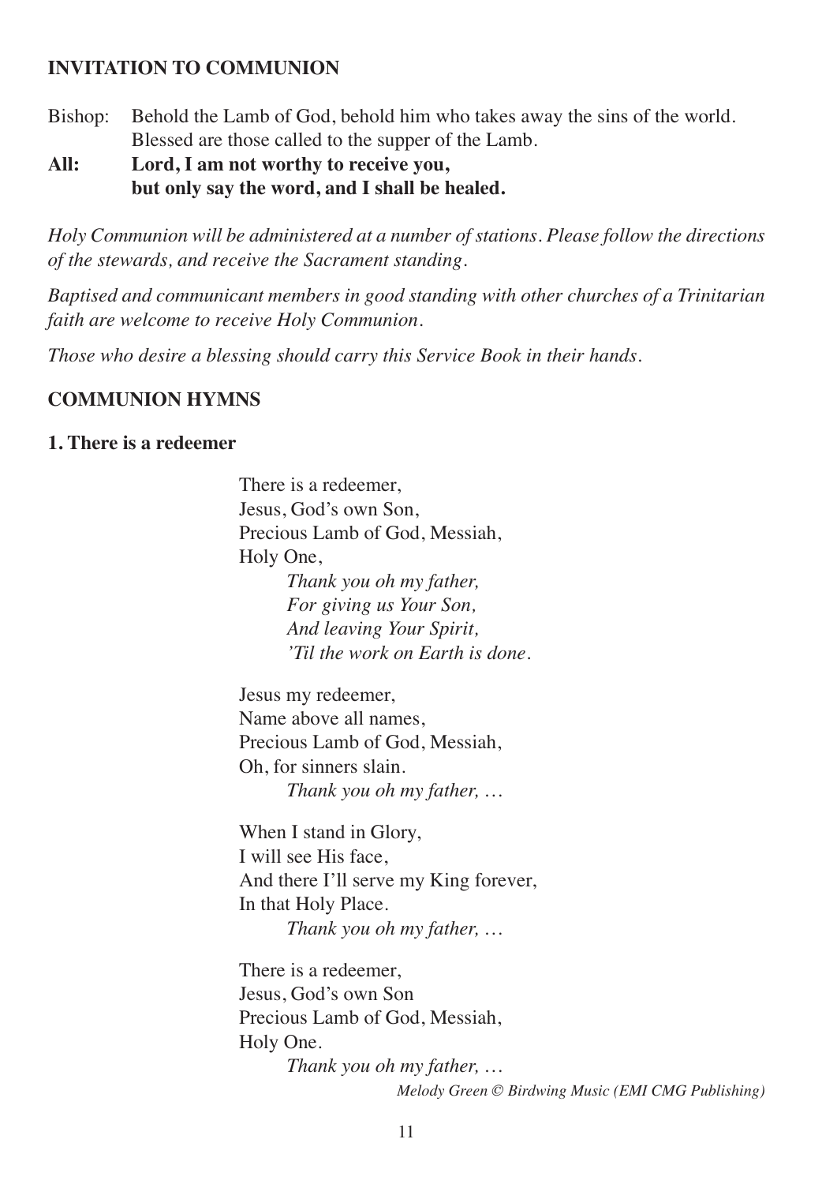## INVITATION TO COMMUNION

Bishop: Behold the Lamb of God, behold him who takes away the sins of the world. Blessed are those called to the supper of the Lamb.

**All: Lord, I am not worthy to receive you,**
**but only say the word, and I shall be healed.**

*Holy Communion will be administered at a number of stations. Please follow the directions of the stewards, and receive the Sacrament standing.*

*Baptised and communicant members in good standing with other churches of a Trinitarian faith are welcome to receive Holy Communion.*

*Those who desire a blessing should carry this Service Book in their hands.*

## COMMUNION HYMNS

### 1. There is a redeemer

There is a redeemer,
Jesus, God's own Son,
Precious Lamb of God, Messiah,
Holy One,

*Thank you oh my father,*
*For giving us Your Son,*
*And leaving Your Spirit,*
*'Til the work on Earth is done.*

Jesus my redeemer,
Name above all names,
Precious Lamb of God, Messiah,
Oh, for sinners slain.

*Thank you oh my father, …*

When I stand in Glory,
I will see His face,
And there I'll serve my King forever,
In that Holy Place.

*Thank you oh my father, …*

There is a redeemer,
Jesus, God's own Son
Precious Lamb of God, Messiah,
Holy One.

*Thank you oh my father, …*

*Melody Green © Birdwing Music (EMI CMG Publishing)*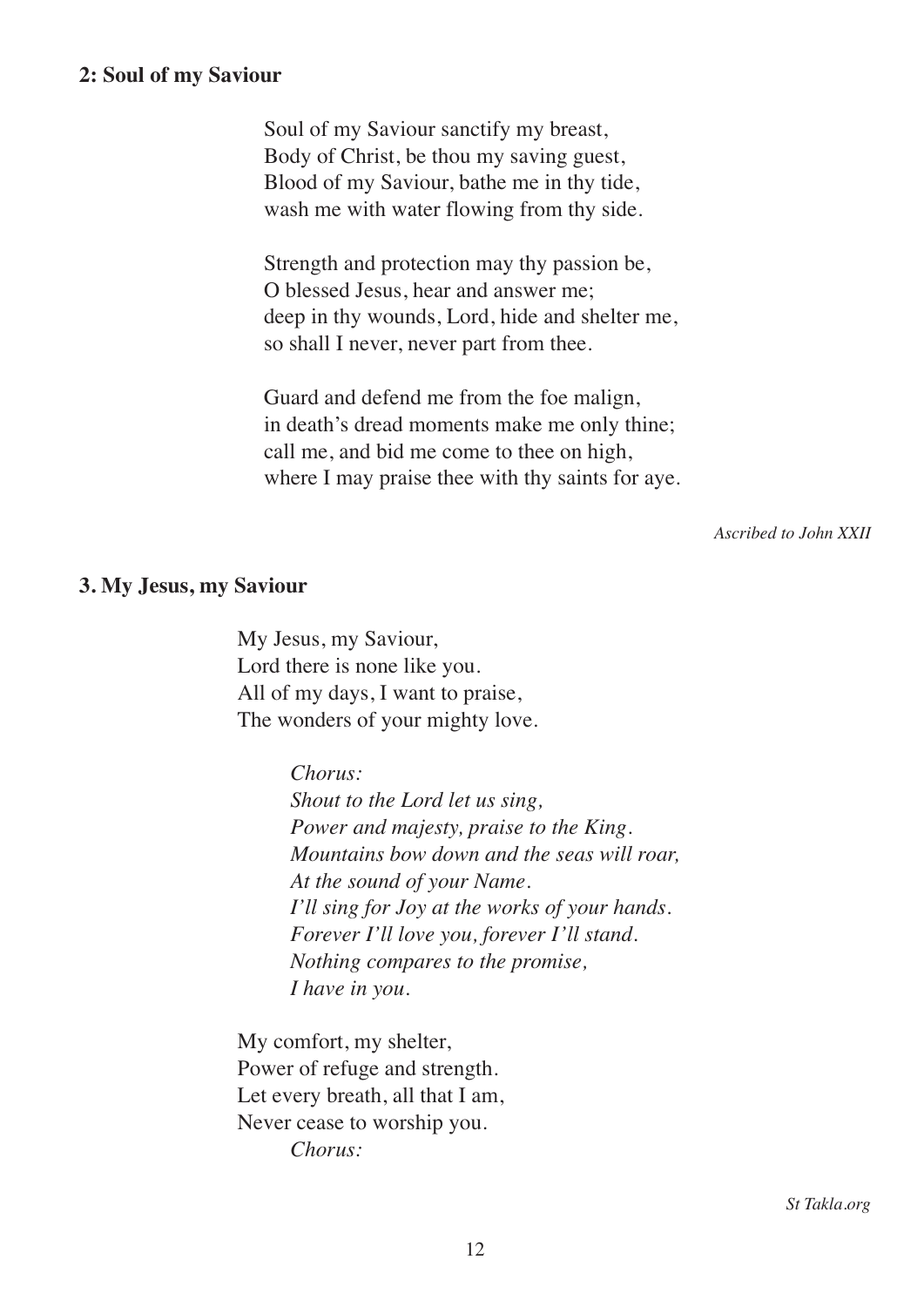## 2: Soul of my Saviour

Soul of my Saviour sanctify my breast,
Body of Christ, be thou my saving guest,
Blood of my Saviour, bathe me in thy tide,
wash me with water flowing from thy side.

Strength and protection may thy passion be,
O blessed Jesus, hear and answer me;
deep in thy wounds, Lord, hide and shelter me,
so shall I never, never part from thee.

Guard and defend me from the foe malign,
in death's dread moments make me only thine;
call me, and bid me come to thee on high,
where I may praise thee with thy saints for aye.

*Ascribed to John XXII*

## 3. My Jesus, my Saviour

My Jesus, my Saviour,
Lord there is none like you.
All of my days, I want to praise,
The wonders of your mighty love.

*Chorus:*
*Shout to the Lord let us sing,*
*Power and majesty, praise to the King.*
*Mountains bow down and the seas will roar,*
*At the sound of your Name.*
*I'll sing for Joy at the works of your hands.*
*Forever I'll love you, forever I'll stand.*
*Nothing compares to the promise,*
*I have in you.*

My comfort, my shelter,
Power of refuge and strength.
Let every breath, all that I am,
Never cease to worship you.
*Chorus:*

*St Takla.org*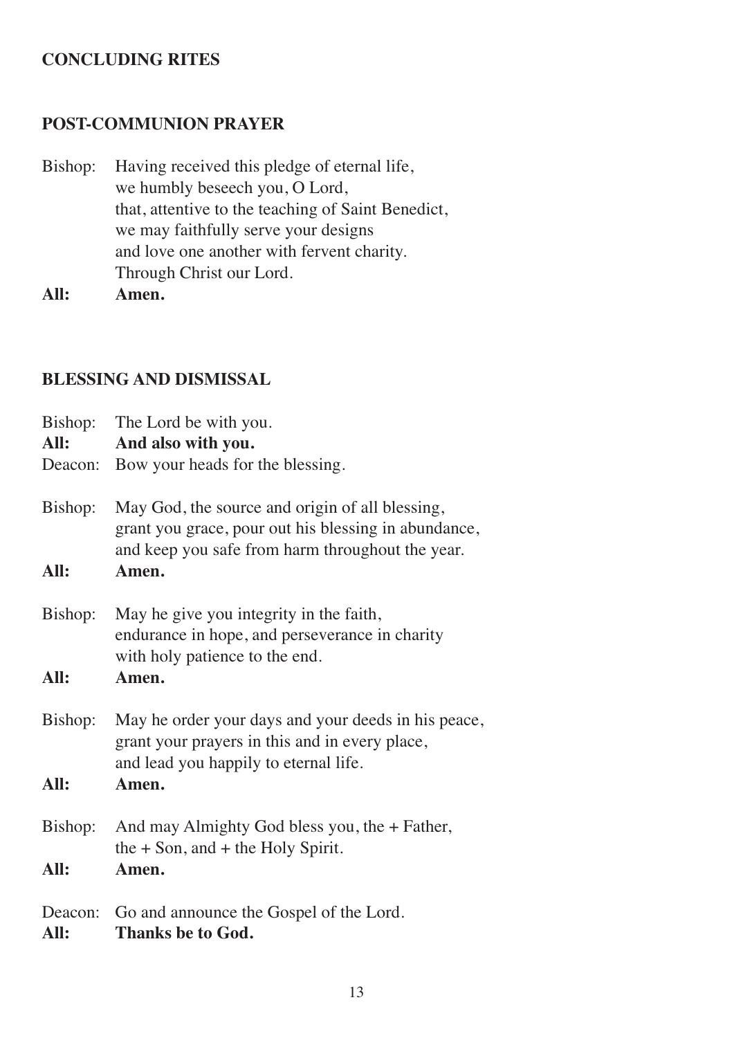## CONCLUDING RITES

### POST-COMMUNION PRAYER

Bishop: Having received this pledge of eternal life,
we humbly beseech you, O Lord,
that, attentive to the teaching of Saint Benedict,
we may faithfully serve your designs
and love one another with fervent charity.
Through Christ our Lord.

**All: Amen.**

### BLESSING AND DISMISSAL

Bishop: The Lord be with you.

**All: And also with you.**

Deacon: Bow your heads for the blessing.

Bishop: May God, the source and origin of all blessing,
grant you grace, pour out his blessing in abundance,
and keep you safe from harm throughout the year.

**All: Amen.**

Bishop: May he give you integrity in the faith,
endurance in hope, and perseverance in charity
with holy patience to the end.

**All: Amen.**

Bishop: May he order your days and your deeds in his peace,
grant your prayers in this and in every place,
and lead you happily to eternal life.

**All: Amen.**

Bishop: And may Almighty God bless you, the + Father,
the + Son, and + the Holy Spirit.

**All: Amen.**

Deacon: Go and announce the Gospel of the Lord.

**All: Thanks be to God.**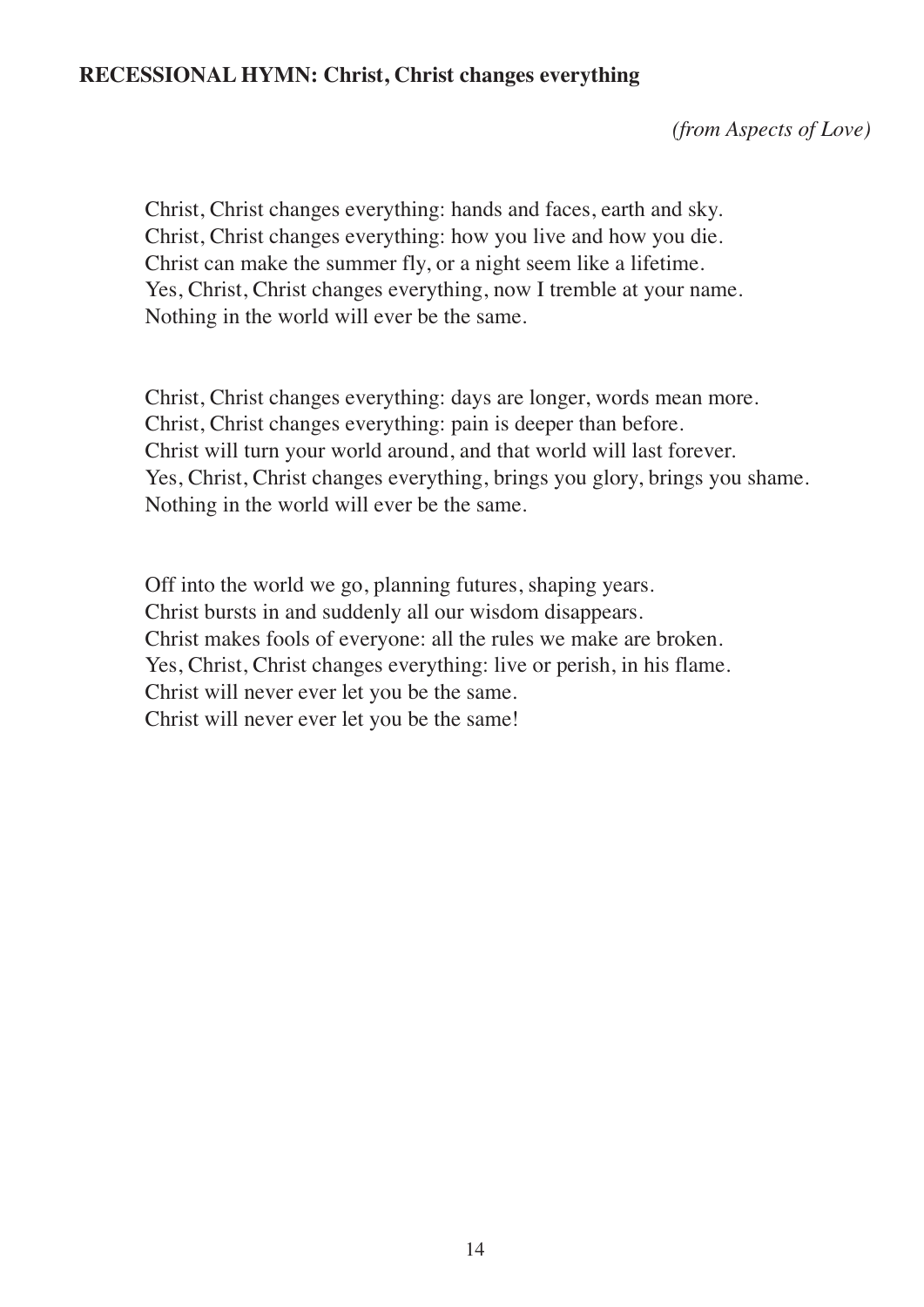**RECESSIONAL HYMN: Christ, Christ changes everything**

*(from Aspects of Love)*

Christ, Christ changes everything: hands and faces, earth and sky.
Christ, Christ changes everything: how you live and how you die.
Christ can make the summer fly, or a night seem like a lifetime.
Yes, Christ, Christ changes everything, now I tremble at your name.
Nothing in the world will ever be the same.

Christ, Christ changes everything: days are longer, words mean more.
Christ, Christ changes everything: pain is deeper than before.
Christ will turn your world around, and that world will last forever.
Yes, Christ, Christ changes everything, brings you glory, brings you shame.
Nothing in the world will ever be the same.

Off into the world we go, planning futures, shaping years.
Christ bursts in and suddenly all our wisdom disappears.
Christ makes fools of everyone: all the rules we make are broken.
Yes, Christ, Christ changes everything: live or perish, in his flame.
Christ will never ever let you be the same.
Christ will never ever let you be the same!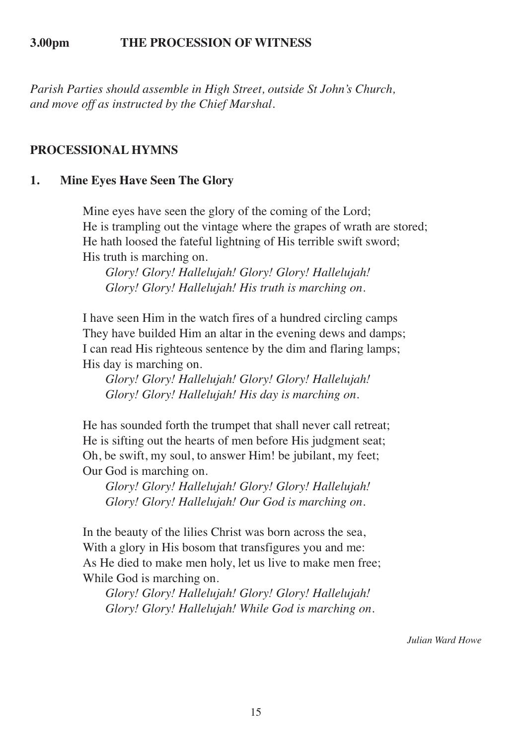## 3.00pm THE PROCESSION OF WITNESS

*Parish Parties should assemble in High Street, outside St John's Church, and move off as instructed by the Chief Marshal.*

### PROCESSIONAL HYMNS

### 1. Mine Eyes Have Seen The Glory

Mine eyes have seen the glory of the coming of the Lord;  
He is trampling out the vintage where the grapes of wrath are stored;  
He hath loosed the fateful lightning of His terrible swift sword;  
His truth is marching on.  
*Glory! Glory! Hallelujah! Glory! Glory! Hallelujah!*  
*Glory! Glory! Hallelujah! His truth is marching on.*

I have seen Him in the watch fires of a hundred circling camps  
They have builded Him an altar in the evening dews and damps;  
I can read His righteous sentence by the dim and flaring lamps;  
His day is marching on.  
*Glory! Glory! Hallelujah! Glory! Glory! Hallelujah!*  
*Glory! Glory! Hallelujah! His day is marching on.*

He has sounded forth the trumpet that shall never call retreat;  
He is sifting out the hearts of men before His judgment seat;  
Oh, be swift, my soul, to answer Him! be jubilant, my feet;  
Our God is marching on.  
*Glory! Glory! Hallelujah! Glory! Glory! Hallelujah!*  
*Glory! Glory! Hallelujah! Our God is marching on.*

In the beauty of the lilies Christ was born across the sea,  
With a glory in His bosom that transfigures you and me:  
As He died to make men holy, let us live to make men free;  
While God is marching on.  
*Glory! Glory! Hallelujah! Glory! Glory! Hallelujah!*  
*Glory! Glory! Hallelujah! While God is marching on.*

*Julian Ward Howe*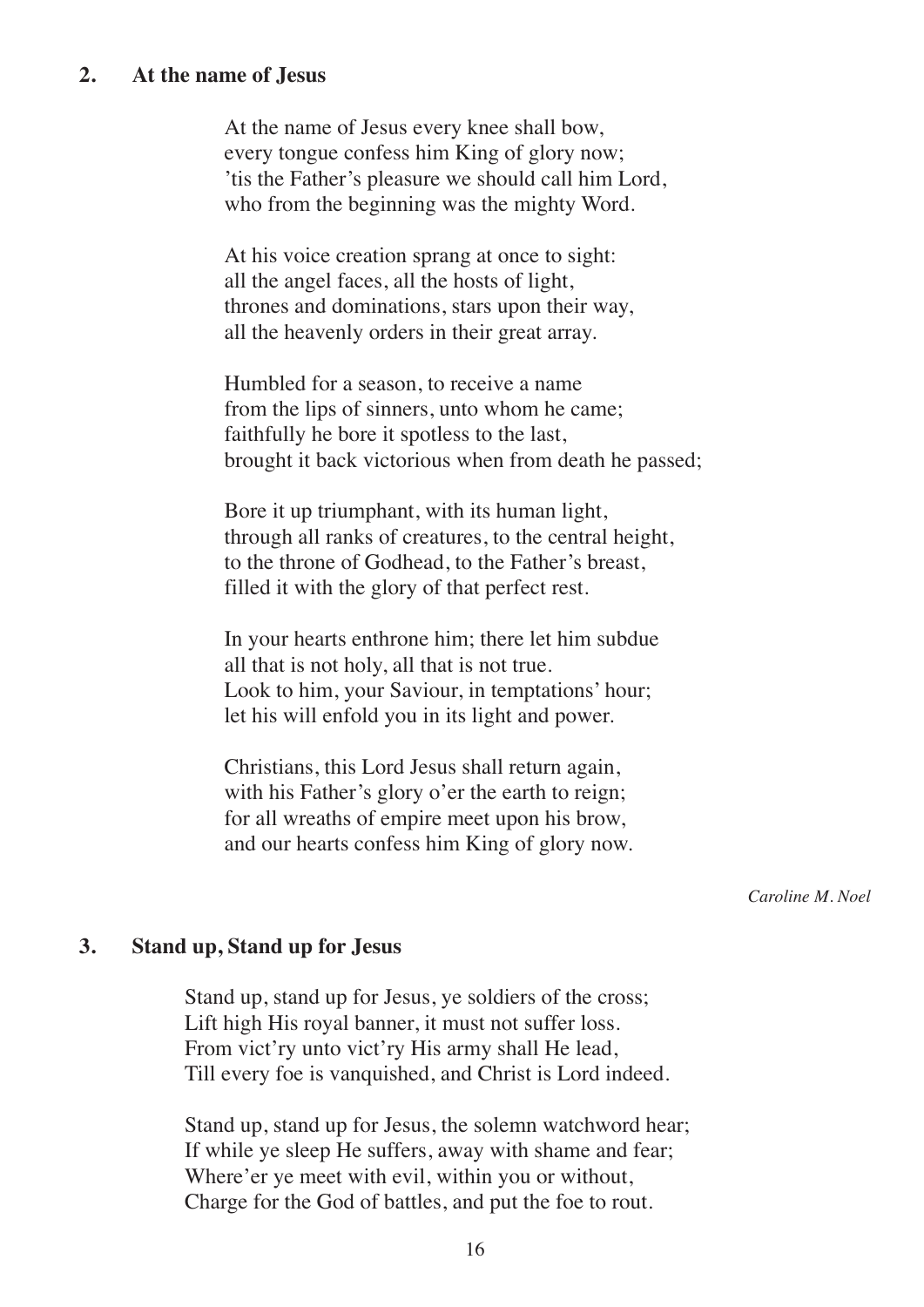## 2. At the name of Jesus

At the name of Jesus every knee shall bow,
every tongue confess him King of glory now;
’tis the Father’s pleasure we should call him Lord,
who from the beginning was the mighty Word.

At his voice creation sprang at once to sight:
all the angel faces, all the hosts of light,
thrones and dominations, stars upon their way,
all the heavenly orders in their great array.

Humbled for a season, to receive a name
from the lips of sinners, unto whom he came;
faithfully he bore it spotless to the last,
brought it back victorious when from death he passed;

Bore it up triumphant, with its human light,
through all ranks of creatures, to the central height,
to the throne of Godhead, to the Father’s breast,
filled it with the glory of that perfect rest.

In your hearts enthrone him; there let him subdue
all that is not holy, all that is not true.
Look to him, your Saviour, in temptations’ hour;
let his will enfold you in its light and power.

Christians, this Lord Jesus shall return again,
with his Father’s glory o’er the earth to reign;
for all wreaths of empire meet upon his brow,
and our hearts confess him King of glory now.

*Caroline M. Noel*

## 3. Stand up, Stand up for Jesus

Stand up, stand up for Jesus, ye soldiers of the cross;
Lift high His royal banner, it must not suffer loss.
From vict’ry unto vict’ry His army shall He lead,
Till every foe is vanquished, and Christ is Lord indeed.

Stand up, stand up for Jesus, the solemn watchword hear;
If while ye sleep He suffers, away with shame and fear;
Where’er ye meet with evil, within you or without,
Charge for the God of battles, and put the foe to rout.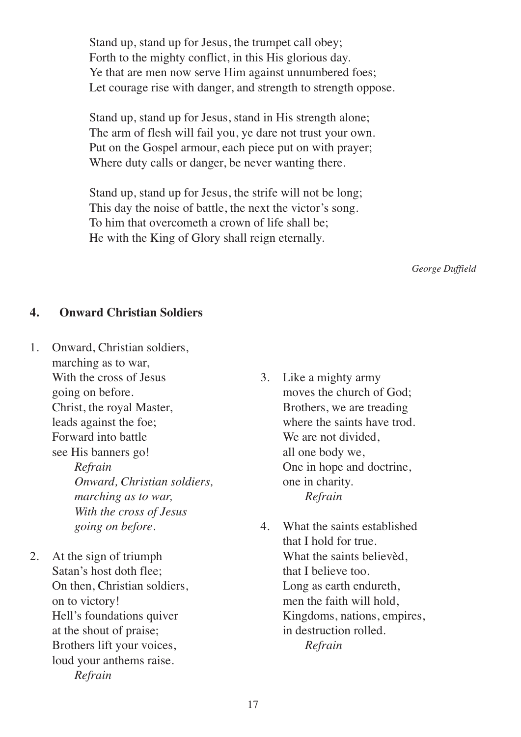Stand up, stand up for Jesus, the trumpet call obey;
Forth to the mighty conflict, in this His glorious day.
Ye that are men now serve Him against unnumbered foes;
Let courage rise with danger, and strength to strength oppose.

Stand up, stand up for Jesus, stand in His strength alone;
The arm of flesh will fail you, ye dare not trust your own.
Put on the Gospel armour, each piece put on with prayer;
Where duty calls or danger, be never wanting there.

Stand up, stand up for Jesus, the strife will not be long;
This day the noise of battle, the next the victor's song.
To him that overcometh a crown of life shall be;
He with the King of Glory shall reign eternally.

*George Duffield*

## 4. Onward Christian Soldiers

1. Onward, Christian soldiers,
marching as to war,
With the cross of Jesus
going on before.
Christ, the royal Master,
leads against the foe;
Forward into battle
see His banners go!
*Refrain*
*Onward, Christian soldiers,*
*marching as to war,*
*With the cross of Jesus*
*going on before.*

2. At the sign of triumph
Satan's host doth flee;
On then, Christian soldiers,
on to victory!
Hell's foundations quiver
at the shout of praise;
Brothers lift your voices,
loud your anthems raise.
*Refrain*

3. Like a mighty army
moves the church of God;
Brothers, we are treading
where the saints have trod.
We are not divided,
all one body we,
One in hope and doctrine,
one in charity.
*Refrain*

4. What the saints established
that I hold for true.
What the saints believèd,
that I believe too.
Long as earth endureth,
men the faith will hold,
Kingdoms, nations, empires,
in destruction rolled.
*Refrain*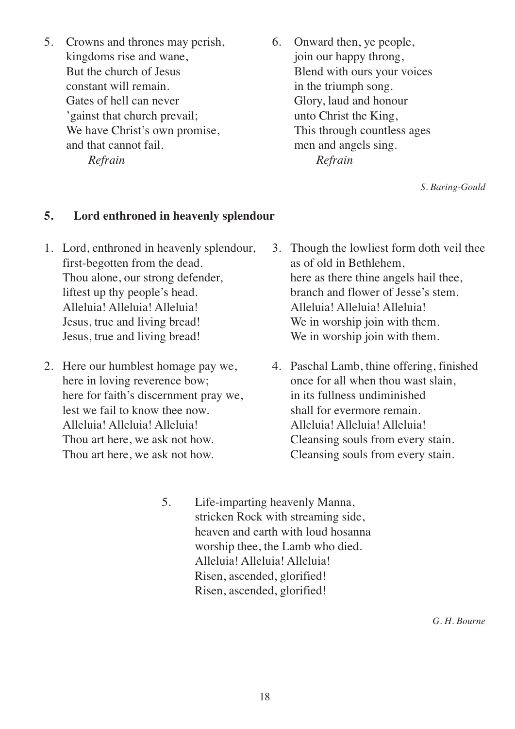5. Crowns and thrones may perish,
   kingdoms rise and wane,
   But the church of Jesus
   constant will remain.
   Gates of hell can never
   'gainst that church prevail;
   We have Christ's own promise,
   and that cannot fail.
   *Refrain*

6. Onward then, ye people,
   join our happy throng,
   Blend with ours your voices
   in the triumph song.
   Glory, laud and honour
   unto Christ the King,
   This through countless ages
   men and angels sing.
   *Refrain*

*S. Baring-Gould*

## 5. Lord enthroned in heavenly splendour

1. Lord, enthroned in heavenly splendour,
   first-begotten from the dead.
   Thou alone, our strong defender,
   liftest up thy people's head.
   Alleluia! Alleluia! Alleluia!
   Jesus, true and living bread!
   Jesus, true and living bread!

2. Here our humblest homage pay we,
   here in loving reverence bow;
   here for faith's discernment pray we,
   lest we fail to know thee now.
   Alleluia! Alleluia! Alleluia!
   Thou art here, we ask not how.
   Thou art here, we ask not how.

3. Though the lowliest form doth veil thee
   as of old in Bethlehem,
   here as there thine angels hail thee,
   branch and flower of Jesse's stem.
   Alleluia! Alleluia! Alleluia!
   We in worship join with them.
   We in worship join with them.

4. Paschal Lamb, thine offering, finished
   once for all when thou wast slain,
   in its fullness undiminished
   shall for evermore remain.
   Alleluia! Alleluia! Alleluia!
   Cleansing souls from every stain.
   Cleansing souls from every stain.

5. Life-imparting heavenly Manna,
   stricken Rock with streaming side,
   heaven and earth with loud hosanna
   worship thee, the Lamb who died.
   Alleluia! Alleluia! Alleluia!
   Risen, ascended, glorified!
   Risen, ascended, glorified!

*G. H. Bourne*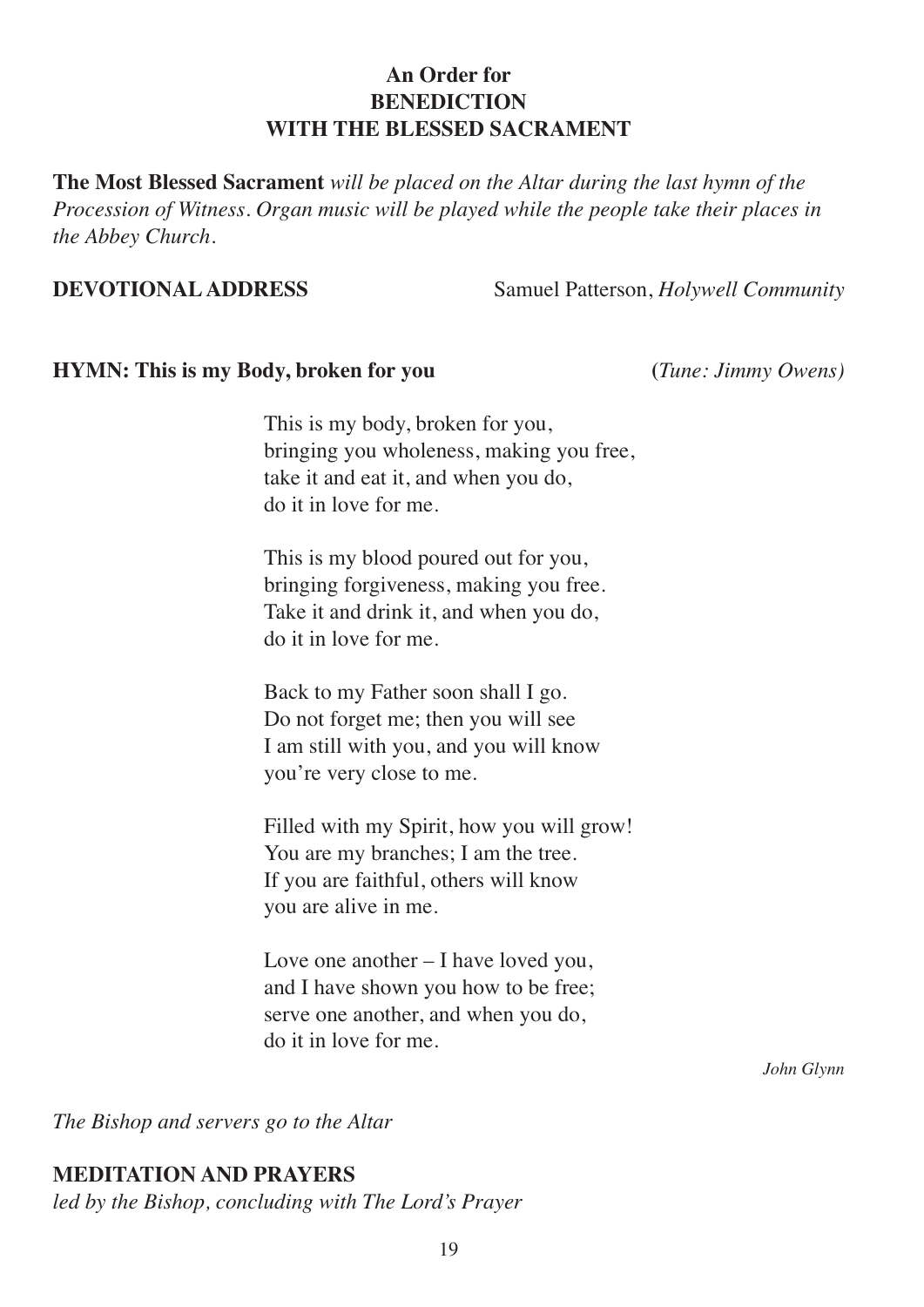## An Order for BENEDICTION WITH THE BLESSED SACRAMENT

**The Most Blessed Sacrament** *will be placed on the Altar during the last hymn of the Procession of Witness. Organ music will be played while the people take their places in the Abbey Church.*

**DEVOTIONAL ADDRESS** Samuel Patterson, *Holywell Community*

**HYMN: This is my Body, broken for you** (*Tune: Jimmy Owens*)

This is my body, broken for you,
bringing you wholeness, making you free,
take it and eat it, and when you do,
do it in love for me.

This is my blood poured out for you,
bringing forgiveness, making you free.
Take it and drink it, and when you do,
do it in love for me.

Back to my Father soon shall I go.
Do not forget me; then you will see
I am still with you, and you will know
you're very close to me.

Filled with my Spirit, how you will grow!
You are my branches; I am the tree.
If you are faithful, others will know
you are alive in me.

Love one another – I have loved you,
and I have shown you how to be free;
serve one another, and when you do,
do it in love for me.

*John Glynn*

*The Bishop and servers go to the Altar*

**MEDITATION AND PRAYERS**
*led by the Bishop, concluding with The Lord's Prayer*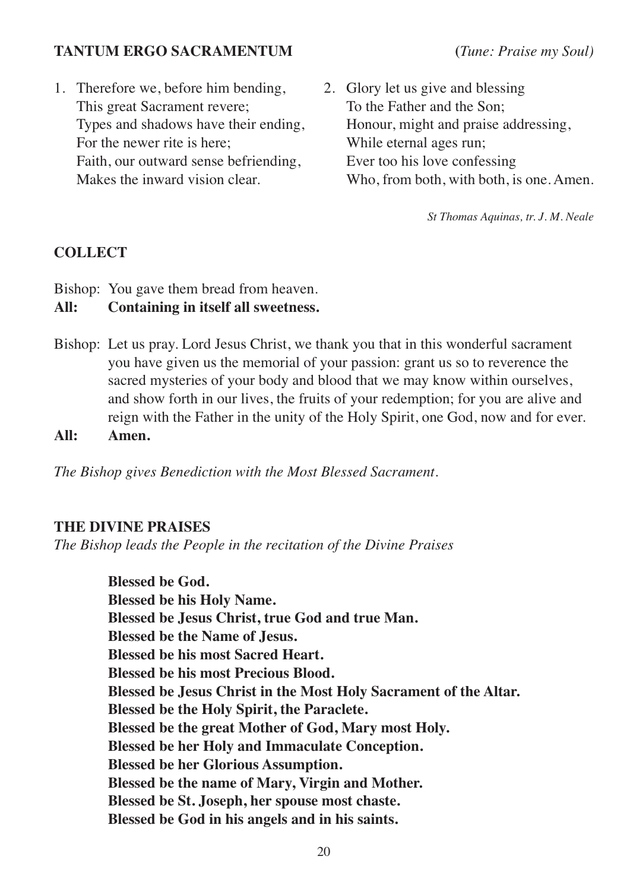**TANTUM ERGO SACRAMENTUM** (*Tune: Praise my Soul)*

1. Therefore we, before him bending,
   This great Sacrament revere;
   Types and shadows have their ending,
   For the newer rite is here;
   Faith, our outward sense befriending,
   Makes the inward vision clear.

2. Glory let us give and blessing
   To the Father and the Son;
   Honour, might and praise addressing,
   While eternal ages run;
   Ever too his love confessing
   Who, from both, with both, is one. Amen.

*St Thomas Aquinas, tr. J. M. Neale*

**COLLECT**

Bishop: You gave them bread from heaven.
**All: Containing in itself all sweetness.**

Bishop: Let us pray. Lord Jesus Christ, we thank you that in this wonderful sacrament you have given us the memorial of your passion: grant us so to reverence the sacred mysteries of your body and blood that we may know within ourselves, and show forth in our lives, the fruits of your redemption; for you are alive and reign with the Father in the unity of the Holy Spirit, one God, now and for ever.
**All: Amen.**

*The Bishop gives Benediction with the Most Blessed Sacrament.*

**THE DIVINE PRAISES**
*The Bishop leads the People in the recitation of the Divine Praises*

**Blessed be God.**
**Blessed be his Holy Name.**
**Blessed be Jesus Christ, true God and true Man.**
**Blessed be the Name of Jesus.**
**Blessed be his most Sacred Heart.**
**Blessed be his most Precious Blood.**
**Blessed be Jesus Christ in the Most Holy Sacrament of the Altar.**
**Blessed be the Holy Spirit, the Paraclete.**
**Blessed be the great Mother of God, Mary most Holy.**
**Blessed be her Holy and Immaculate Conception.**
**Blessed be her Glorious Assumption.**
**Blessed be the name of Mary, Virgin and Mother.**
**Blessed be St. Joseph, her spouse most chaste.**
**Blessed be God in his angels and in his saints.**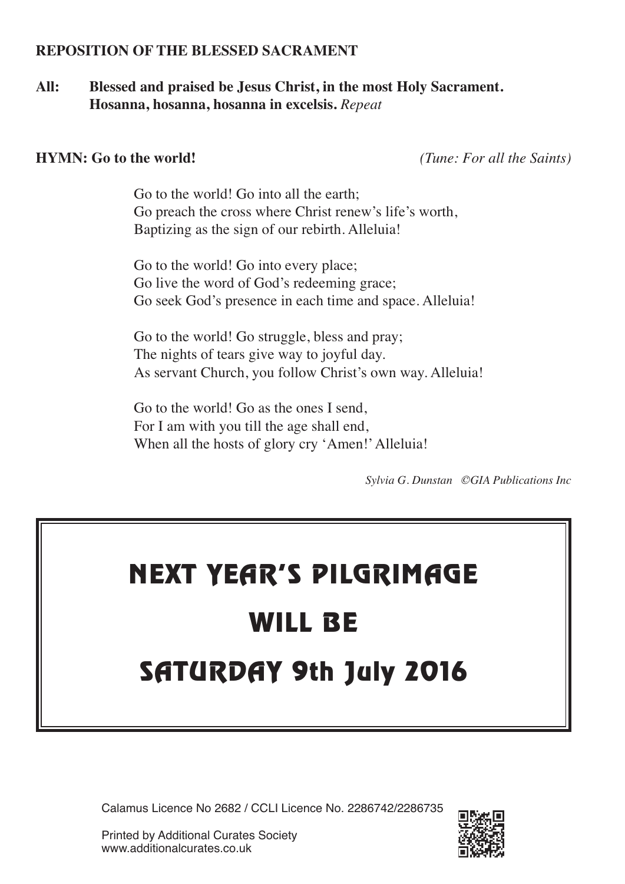**REPOSITION OF THE BLESSED SACRAMENT**

**All:** **Blessed and praised be Jesus Christ, in the most Holy Sacrament.**
**Hosanna, hosanna, hosanna in excelsis.** *Repeat*

**HYMN: Go to the world!** *(Tune: For all the Saints)*

Go to the world! Go into all the earth;
Go preach the cross where Christ renew's life's worth,
Baptizing as the sign of our rebirth. Alleluia!

Go to the world! Go into every place;
Go live the word of God's redeeming grace;
Go seek God's presence in each time and space. Alleluia!

Go to the world! Go struggle, bless and pray;
The nights of tears give way to joyful day.
As servant Church, you follow Christ's own way. Alleluia!

Go to the world! Go as the ones I send,
For I am with you till the age shall end,
When all the hosts of glory cry 'Amen!' Alleluia!

*Sylvia G. Dunstan ©GIA Publications Inc*

# NEXT YEAR'S PILGRIMAGE
# WILL BE
# SATURDAY 9th July 2016

Calamus Licence No 2682 / CCLI Licence No. 2286742/2286735

Printed by Additional Curates Society
www.additionalcurates.co.uk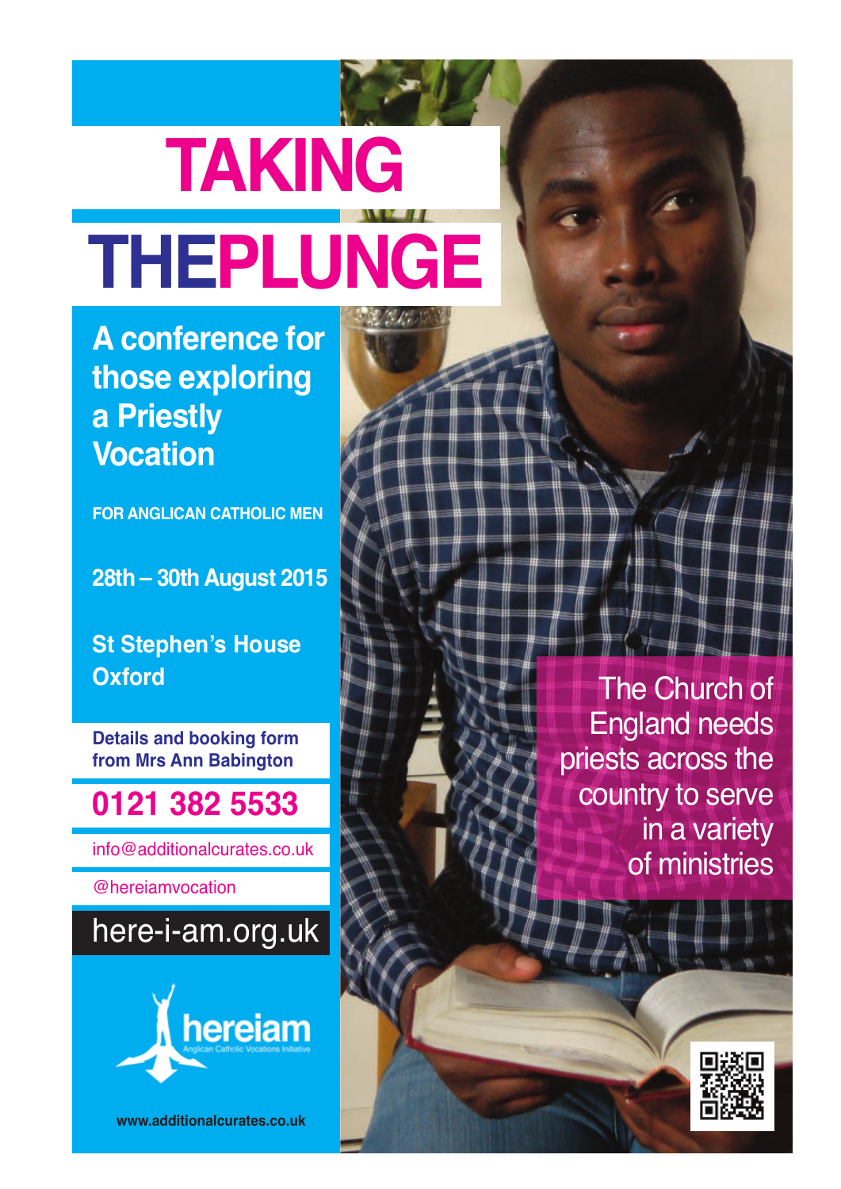# TAKING THEPLUNGE

## A conference for those exploring a Priestly Vocation

FOR ANGLICAN CATHOLIC MEN

28th – 30th August 2015

St Stephen's House Oxford

Details and booking form from Mrs Ann Babington

**0121 382 5533**

info@additionalcurates.co.uk

@hereiamvocation

here-i-am.org.uk

hereiam
Anglican Catholic Vocations Initiative

www.additionalcurates.co.uk

The Church of England needs priests across the country to serve in a variety of ministries